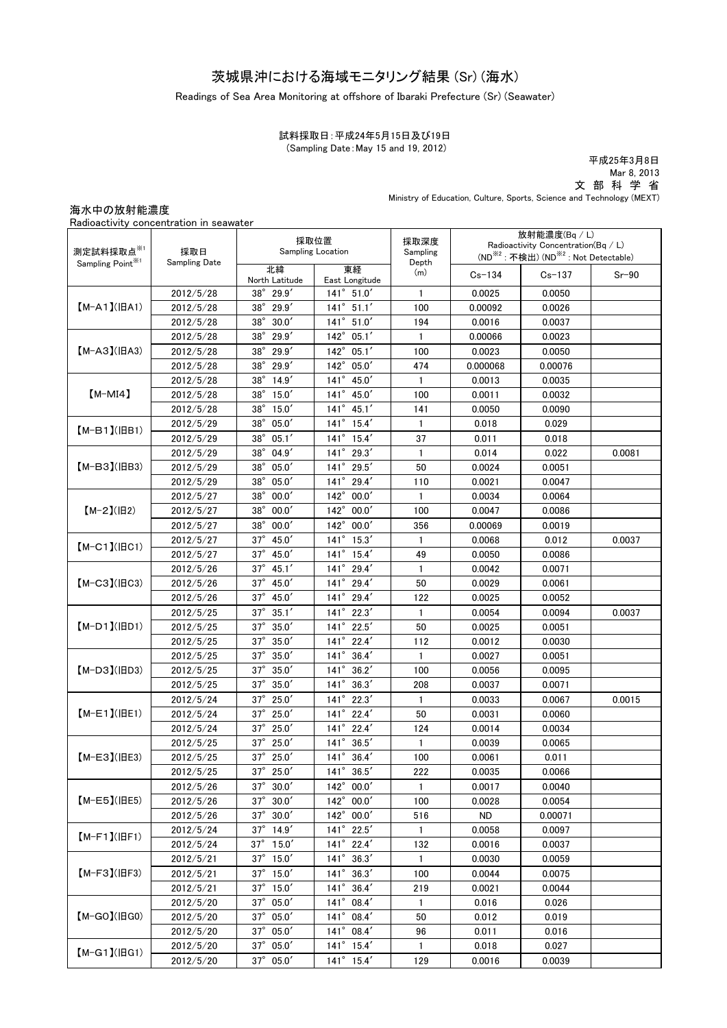# 茨城県沖における海域モニタリング結果 (Sr) (海水)

Readings of Sea Area Monitoring at offshore of Ibaraki Prefecture (Sr) (Seawater)

試料採取日：平成24年5月15日及び19日
(Sampling Date：May 15 and 19, 2012)

平成25年3月8日
Mar 8, 2013
文 部 科 学 省
Ministry of Education, Culture, Sports, Science and Technology (MEXT)

海水中の放射能濃度
Radioactivity concentration in seawater

| 測定試料採取点※1 Sampling Point※1 | 採取日 Sampling Date | 採取位置 Sampling Location | | 採取深度 Sampling Depth (m) | 放射能濃度(Bq / L) Radioactivity Concentration(Bq / L) (ND※2：不検出) (ND※2：Not Detectable) | | |
|---|---|---|---|---|---|---|---|
| | | 北緯 North Latitude | 東経 East Longitude | | Cs-134 | Cs-137 | Sr-90 |
| 【M-A1】(旧A1) | 2012/5/28 | 38° 29.9′ | 141° 51.0′ | 1 | 0.0025 | 0.0050 | |
| | 2012/5/28 | 38° 29.9′ | 141° 51.1′ | 100 | 0.00092 | 0.0026 | |
| | 2012/5/28 | 38° 30.0′ | 141° 51.0′ | 194 | 0.0016 | 0.0037 | |
| 【M-A3】(旧A3) | 2012/5/28 | 38° 29.9′ | 142° 05.1′ | 1 | 0.00066 | 0.0023 | |
| | 2012/5/28 | 38° 29.9′ | 142° 05.1′ | 100 | 0.0023 | 0.0050 | |
| | 2012/5/28 | 38° 29.9′ | 142° 05.0′ | 474 | 0.000068 | 0.00076 | |
| 【M-MI4】 | 2012/5/28 | 38° 14.9′ | 141° 45.0′ | 1 | 0.0013 | 0.0035 | |
| | 2012/5/28 | 38° 15.0′ | 141° 45.0′ | 100 | 0.0011 | 0.0032 | |
| | 2012/5/28 | 38° 15.0′ | 141° 45.1′ | 141 | 0.0050 | 0.0090 | |
| 【M-B1】(旧B1) | 2012/5/29 | 38° 05.0′ | 141° 15.4′ | 1 | 0.018 | 0.029 | |
| | 2012/5/29 | 38° 05.1′ | 141° 15.4′ | 37 | 0.011 | 0.018 | |
| 【M-B3】(旧B3) | 2012/5/29 | 38° 04.9′ | 141° 29.3′ | 1 | 0.014 | 0.022 | 0.0081 |
| | 2012/5/29 | 38° 05.0′ | 141° 29.5′ | 50 | 0.0024 | 0.0051 | |
| | 2012/5/29 | 38° 05.0′ | 141° 29.4′ | 110 | 0.0021 | 0.0047 | |
| 【M-2】(旧2) | 2012/5/27 | 38° 00.0′ | 142° 00.0′ | 1 | 0.0034 | 0.0064 | |
| | 2012/5/27 | 38° 00.0′ | 142° 00.0′ | 100 | 0.0047 | 0.0086 | |
| | 2012/5/27 | 38° 00.0′ | 142° 00.0′ | 356 | 0.00069 | 0.0019 | |
| 【M-C1】(旧C1) | 2012/5/27 | 37° 45.0′ | 141° 15.3′ | 1 | 0.0068 | 0.012 | 0.0037 |
| | 2012/5/27 | 37° 45.0′ | 141° 15.4′ | 49 | 0.0050 | 0.0086 | |
| 【M-C3】(旧C3) | 2012/5/26 | 37° 45.1′ | 141° 29.4′ | 1 | 0.0042 | 0.0071 | |
| | 2012/5/26 | 37° 45.0′ | 141° 29.4′ | 50 | 0.0029 | 0.0061 | |
| | 2012/5/26 | 37° 45.0′ | 141° 29.4′ | 122 | 0.0025 | 0.0052 | |
| 【M-D1】(旧D1) | 2012/5/25 | 37° 35.1′ | 141° 22.3′ | 1 | 0.0054 | 0.0094 | 0.0037 |
| | 2012/5/25 | 37° 35.0′ | 141° 22.5′ | 50 | 0.0025 | 0.0051 | |
| | 2012/5/25 | 37° 35.0′ | 141° 22.4′ | 112 | 0.0012 | 0.0030 | |
| 【M-D3】(旧D3) | 2012/5/25 | 37° 35.0′ | 141° 36.4′ | 1 | 0.0027 | 0.0051 | |
| | 2012/5/25 | 37° 35.0′ | 141° 36.2′ | 100 | 0.0056 | 0.0095 | |
| | 2012/5/25 | 37° 35.0′ | 141° 36.3′ | 208 | 0.0037 | 0.0071 | |
| 【M-E1】(旧E1) | 2012/5/24 | 37° 25.0′ | 141° 22.3′ | 1 | 0.0033 | 0.0067 | 0.0015 |
| | 2012/5/24 | 37° 25.0′ | 141° 22.4′ | 50 | 0.0031 | 0.0060 | |
| | 2012/5/24 | 37° 25.0′ | 141° 22.4′ | 124 | 0.0014 | 0.0034 | |
| 【M-E3】(旧E3) | 2012/5/25 | 37° 25.0′ | 141° 36.5′ | 1 | 0.0039 | 0.0065 | |
| | 2012/5/25 | 37° 25.0′ | 141° 36.4′ | 100 | 0.0061 | 0.011 | |
| | 2012/5/25 | 37° 25.0′ | 141° 36.5′ | 222 | 0.0035 | 0.0066 | |
| 【M-E5】(旧E5) | 2012/5/26 | 37° 30.0′ | 142° 00.0′ | 1 | 0.0017 | 0.0040 | |
| | 2012/5/26 | 37° 30.0′ | 142° 00.0′ | 100 | 0.0028 | 0.0054 | |
| | 2012/5/26 | 37° 30.0′ | 142° 00.0′ | 516 | ND | 0.00071 | |
| 【M-F1】(旧F1) | 2012/5/24 | 37° 14.9′ | 141° 22.5′ | 1 | 0.0058 | 0.0097 | |
| | 2012/5/24 | 37° 15.0′ | 141° 22.4′ | 132 | 0.0016 | 0.0037 | |
| 【M-F3】(旧F3) | 2012/5/21 | 37° 15.0′ | 141° 36.3′ | 1 | 0.0030 | 0.0059 | |
| | 2012/5/21 | 37° 15.0′ | 141° 36.3′ | 100 | 0.0044 | 0.0075 | |
| | 2012/5/21 | 37° 15.0′ | 141° 36.4′ | 219 | 0.0021 | 0.0044 | |
| 【M-G0】(旧G0) | 2012/5/20 | 37° 05.0′ | 141° 08.4′ | 1 | 0.016 | 0.026 | |
| | 2012/5/20 | 37° 05.0′ | 141° 08.4′ | 50 | 0.012 | 0.019 | |
| | 2012/5/20 | 37° 05.0′ | 141° 08.4′ | 96 | 0.011 | 0.016 | |
| 【M-G1】(旧G1) | 2012/5/20 | 37° 05.0′ | 141° 15.4′ | 1 | 0.018 | 0.027 | |
| | 2012/5/20 | 37° 05.0′ | 141° 15.4′ | 129 | 0.0016 | 0.0039 | |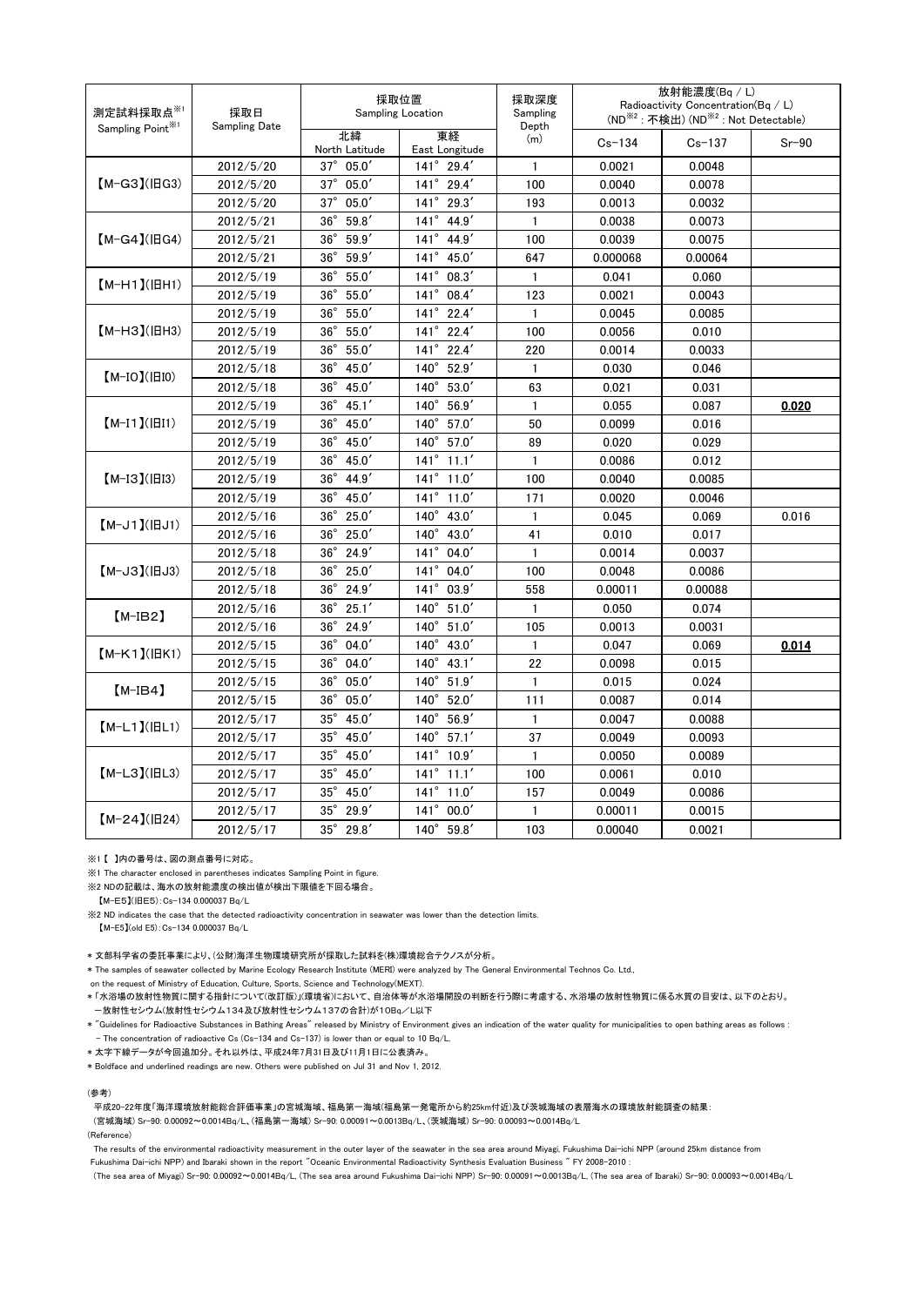| 測定試料採取点※1 Sampling Point※1 | 採取日 Sampling Date | 採取位置 Sampling Location | | 採取深度 Sampling Depth (m) | 放射能濃度(Bq / L) Radioactivity Concentration(Bq / L) (ND※2 : 不検出) (ND※2 : Not Detectable) | | |
|---|---|---|---|---|---|---|---|
| | | 北緯 North Latitude | 東経 East Longitude | | Cs-134 | Cs-137 | Sr-90 |
| 【M-G3】(旧G3) | 2012/5/20 | 37° 05.0′ | 141° 29.4′ | 1 | 0.0021 | 0.0048 | |
| | 2012/5/20 | 37° 05.0′ | 141° 29.4′ | 100 | 0.0040 | 0.0078 | |
| | 2012/5/20 | 37° 05.0′ | 141° 29.3′ | 193 | 0.0013 | 0.0032 | |
| 【M-G4】(旧G4) | 2012/5/21 | 36° 59.8′ | 141° 44.9′ | 1 | 0.0038 | 0.0073 | |
| | 2012/5/21 | 36° 59.9′ | 141° 44.9′ | 100 | 0.0039 | 0.0075 | |
| | 2012/5/21 | 36° 59.9′ | 141° 45.0′ | 647 | 0.000068 | 0.00064 | |
| 【M-H1】(旧H1) | 2012/5/19 | 36° 55.0′ | 141° 08.3′ | 1 | 0.041 | 0.060 | |
| | 2012/5/19 | 36° 55.0′ | 141° 08.4′ | 123 | 0.0021 | 0.0043 | |
| 【M-H3】(旧H3) | 2012/5/19 | 36° 55.0′ | 141° 22.4′ | 1 | 0.0045 | 0.0085 | |
| | 2012/5/19 | 36° 55.0′ | 141° 22.4′ | 100 | 0.0056 | 0.010 | |
| | 2012/5/19 | 36° 55.0′ | 141° 22.4′ | 220 | 0.0014 | 0.0033 | |
| 【M-IO】(旧I0) | 2012/5/18 | 36° 45.0′ | 140° 52.9′ | 1 | 0.030 | 0.046 | |
| | 2012/5/18 | 36° 45.0′ | 140° 53.0′ | 63 | 0.021 | 0.031 | |
| 【M-I1】(旧I1) | 2012/5/19 | 36° 45.1′ | 140° 56.9′ | 1 | 0.055 | 0.087 | **<u>0.020</u>** |
| | 2012/5/19 | 36° 45.0′ | 140° 57.0′ | 50 | 0.0099 | 0.016 | |
| | 2012/5/19 | 36° 45.0′ | 140° 57.0′ | 89 | 0.020 | 0.029 | |
| 【M-I3】(旧I3) | 2012/5/19 | 36° 45.0′ | 141° 11.1′ | 1 | 0.0086 | 0.012 | |
| | 2012/5/19 | 36° 44.9′ | 141° 11.0′ | 100 | 0.0040 | 0.0085 | |
| | 2012/5/19 | 36° 45.0′ | 141° 11.0′ | 171 | 0.0020 | 0.0046 | |
| 【M-J1】(旧J1) | 2012/5/16 | 36° 25.0′ | 140° 43.0′ | 1 | 0.045 | 0.069 | 0.016 |
| | 2012/5/16 | 36° 25.0′ | 140° 43.0′ | 41 | 0.010 | 0.017 | |
| 【M-J3】(旧J3) | 2012/5/18 | 36° 24.9′ | 141° 04.0′ | 1 | 0.0014 | 0.0037 | |
| | 2012/5/18 | 36° 25.0′ | 141° 04.0′ | 100 | 0.0048 | 0.0086 | |
| | 2012/5/18 | 36° 24.9′ | 141° 03.9′ | 558 | 0.00011 | 0.00088 | |
| 【M-IB2】 | 2012/5/16 | 36° 25.1′ | 140° 51.0′ | 1 | 0.050 | 0.074 | |
| | 2012/5/16 | 36° 24.9′ | 140° 51.0′ | 105 | 0.0013 | 0.0031 | |
| 【M-K1】(旧K1) | 2012/5/15 | 36° 04.0′ | 140° 43.0′ | 1 | 0.047 | 0.069 | **<u>0.014</u>** |
| | 2012/5/15 | 36° 04.0′ | 140° 43.1′ | 22 | 0.0098 | 0.015 | |
| 【M-IB4】 | 2012/5/15 | 36° 05.0′ | 140° 51.9′ | 1 | 0.015 | 0.024 | |
| | 2012/5/15 | 36° 05.0′ | 140° 52.0′ | 111 | 0.0087 | 0.014 | |
| 【M-L1】(旧L1) | 2012/5/17 | 35° 45.0′ | 140° 56.9′ | 1 | 0.0047 | 0.0088 | |
| | 2012/5/17 | 35° 45.0′ | 140° 57.1′ | 37 | 0.0049 | 0.0093 | |
| 【M-L3】(旧L3) | 2012/5/17 | 35° 45.0′ | 141° 10.9′ | 1 | 0.0050 | 0.0089 | |
| | 2012/5/17 | 35° 45.0′ | 141° 11.1′ | 100 | 0.0061 | 0.010 | |
| | 2012/5/17 | 35° 45.0′ | 141° 11.0′ | 157 | 0.0049 | 0.0086 | |
| 【M-24】(旧24) | 2012/5/17 | 35° 29.9′ | 141° 00.0′ | 1 | 0.00011 | 0.0015 | |
| | 2012/5/17 | 35° 29.8′ | 140° 59.8′ | 103 | 0.00040 | 0.0021 | |

※1【 】内の番号は、図の測点番号に対応。

※1 The character enclosed in parentheses indicates Sampling Point in figure.

※2 NDの記載は、海水の放射能濃度の検出値が検出下限値を下回る場合。

【M-E5】(旧E5):Cs-134 0.000037 Bq/L

※2 ND indicates the case that the detected radioactivity concentration in seawater was lower than the detection limits.

【M-E5】(old E5):Cs-134 0.000037 Bq/L

* 文部科学省の委託事業により、(公財)海洋生物環境研究所が採取した試料を(株)環境総合テクノスが分析。

* The samples of seawater collected by Marine Ecology Research Institute (MERI) were analyzed by The General Environmental Technos Co. Ltd., on the request of Ministry of Education, Culture, Sports, Science and Technology(MEXT).

* 「水浴場の放射性物質に関する指針について(改訂版)」(環境省)において、自治体等が水浴場開設の判断を行う際に考慮する、水浴場の放射性物質に係る水質の目安は、以下のとおり。
 －放射性セシウム(放射性セシウム134及び放射性セシウム137の合計)が10Bq／L以下

* "Guidelines for Radioactive Substances in Bathing Areas" released by Ministry of Environment gives an indication of the water quality for municipalities to open bathing areas as follows :
 - The concentration of radioactive Cs (Cs-134 and Cs-137) is lower than or equal to 10 Bq/L.

* 太字下線データが今回追加分。それ以外は、平成24年7月31日及び11月1日に公表済み。

* Boldface and underlined readings are new. Others were published on Jul 31 and Nov 1, 2012.

(参考)

平成20-22年度「海洋環境放射能総合評価事業」の宮城海域、福島第一海域(福島第一発電所から約25km付近)及び茨城海域の表層海水の環境放射能調査の結果:
(宮城海域) Sr-90: 0.00092～0.0014Bq/L、(福島第一海域) Sr-90: 0.00091～0.0013Bq/L、(茨城海域) Sr-90: 0.00093～0.0014Bq/L

(Reference)

The results of the environmental radioactivity measurement in the outer layer of the seawater in the sea area around Miyagi, Fukushima Dai-ichi NPP (around 25km distance from Fukushima Dai-ichi NPP) and Ibaraki shown in the report "Oceanic Environmental Radioactivity Synthesis Evaluation Business " FY 2008-2010 :
(The sea area of Miyagi) Sr-90: 0.00092～0.0014Bq/L, (The sea area around Fukushima Dai-ichi NPP) Sr-90: 0.00091～0.0013Bq/L, (The sea area of Ibaraki) Sr-90: 0.00093～0.0014Bq/L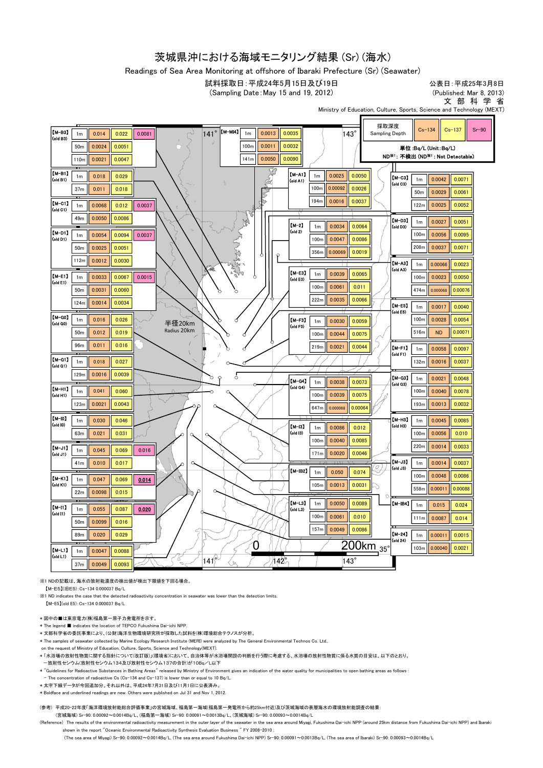# 茨城県沖における海域モニタリング結果（Sr）（海水）

Readings of Sea Area Monitoring at offshore of Ibaraki Prefecture (Sr) (Seawater)

試料採取日：平成24年5月15日及び19日
(Sampling Date：May 15 and 19, 2012)

公表日：平成25年3月8日
(Published: Mar 8, 2013)
文 部 科 学 省
Ministry of Education, Culture, Sports, Science and Technology (MEXT)

単位 :Bq/L (Unit:Bq/L)
ND※1：不検出 (ND※1 : Not Detectable)

| 地点 | 採取深度 Sampling Depth | Cs-134 | Cs-137 | Sr-90 |
|---|---|---|---|---|
| 【M-B3】(old B3) | 1m | 0.014 | 0.022 | 0.0081 |
| | 50m | 0.0024 | 0.0051 | |
| | 110m | 0.0021 | 0.0047 | |
| 【M-B1】(old B1) | 1m | 0.018 | 0.029 | |
| | 37m | 0.011 | 0.018 | |
| 【M-C1】(old C1) | 1m | 0.0068 | 0.012 | 0.0037 |
| | 49m | 0.0050 | 0.0086 | |
| 【M-D1】(old D1) | 1m | 0.0054 | 0.0094 | 0.0037 |
| | 50m | 0.0025 | 0.0051 | |
| | 112m | 0.0012 | 0.0030 | |
| 【M-E1】(old E1) | 1m | 0.0033 | 0.0067 | 0.0015 |
| | 50m | 0.0031 | 0.0060 | |
| | 124m | 0.0014 | 0.0034 | |
| 【M-G0】(old G0) | 1m | 0.016 | 0.026 | |
| | 50m | 0.012 | 0.019 | |
| | 96m | 0.011 | 0.016 | |
| 【M-G1】(old G1) | 1m | 0.018 | 0.027 | |
| | 129m | 0.0016 | 0.0039 | |
| 【M-H1】(old H1) | 1m | 0.041 | 0.060 | |
| | 123m | 0.0021 | 0.0043 | |
| 【M-I0】(old I0) | 1m | 0.030 | 0.046 | |
| | 63m | 0.021 | 0.031 | |
| 【M-J1】(old J1) | 1m | 0.045 | 0.069 | 0.016 |
| | 41m | 0.010 | 0.017 | |
| 【M-K1】(old K1) | 1m | 0.047 | 0.069 | **<u>0.014</u>** |
| | 22m | 0.0098 | 0.015 | |
| 【M-I1】(old I1) | 1m | 0.055 | 0.087 | **<u>0.020</u>** |
| | 50m | 0.0099 | 0.016 | |
| | 89m | 0.020 | 0.029 | |
| 【M-L1】(old L1) | 1m | 0.0047 | 0.0088 | |
| | 37m | 0.0049 | 0.0093 | |
| 【M-MI4】 | 1m | 0.0013 | 0.0035 | |
| | 100m | 0.0011 | 0.0032 | |
| | 141m | 0.0050 | 0.0090 | |
| 【M-A1】(old A1) | 1m | 0.0025 | 0.0050 | |
| | 100m | 0.00092 | 0.0026 | |
| | 194m | 0.0016 | 0.0037 | |
| 【M-2】(old 2) | 1m | 0.0034 | 0.0064 | |
| | 100m | 0.0047 | 0.0086 | |
| | 356m | 0.00069 | 0.0019 | |
| 【M-E3】(old E3) | 1m | 0.0039 | 0.0065 | |
| | 100m | 0.0061 | 0.011 | |
| | 222m | 0.0035 | 0.0066 | |
| 【M-F3】(old F3) | 1m | 0.0030 | 0.0059 | |
| | 100m | 0.0044 | 0.0075 | |
| | 219m | 0.0021 | 0.0044 | |
| 【M-G4】(old G4) | 1m | 0.0038 | 0.0073 | |
| | 100m | 0.0039 | 0.0075 | |
| | 647m | 0.000068 | 0.00064 | |
| 【M-I3】(old I3) | 1m | 0.0086 | 0.012 | |
| | 100m | 0.0040 | 0.0085 | |
| | 171m | 0.0020 | 0.0046 | |
| 【M-IB2】 | 1m | 0.050 | 0.074 | |
| | 105m | 0.0013 | 0.0031 | |
| 【M-L3】(old L3) | 1m | 0.0050 | 0.0089 | |
| | 100m | 0.0061 | 0.010 | |
| | 157m | 0.0049 | 0.0086 | |
| 【M-C3】(old C3) | 1m | 0.0042 | 0.0071 | |
| | 50m | 0.0029 | 0.0061 | |
| | 122m | 0.0025 | 0.0052 | |
| 【M-D3】(old D3) | 1m | 0.0027 | 0.0051 | |
| | 100m | 0.0056 | 0.0095 | |
| | 208m | 0.0037 | 0.0071 | |
| 【M-A3】(old A3) | 1m | 0.00066 | 0.0023 | |
| | 100m | 0.0023 | 0.0050 | |
| | 474m | 0.000068 | 0.00076 | |
| 【M-E5】(old E5) | 1m | 0.0017 | 0.0040 | |
| | 100m | 0.0028 | 0.0054 | |
| | 516m | ND | 0.00071 | |
| 【M-F1】(old F1) | 1m | 0.0058 | 0.0097 | |
| | 132m | 0.0016 | 0.0037 | |
| 【M-G3】(old G3) | 1m | 0.0021 | 0.0048 | |
| | 100m | 0.0040 | 0.0078 | |
| | 193m | 0.0013 | 0.0032 | |
| 【M-H3】(old H3) | 1m | 0.0045 | 0.0085 | |
| | 100m | 0.0056 | 0.010 | |
| | 220m | 0.0014 | 0.0033 | |
| 【M-J3】(old J3) | 1m | 0.0014 | 0.0037 | |
| | 100m | 0.0048 | 0.0086 | |
| | 558m | 0.00011 | 0.00088 | |
| 【M-IB4】 | 1m | 0.015 | 0.024 | |
| | 111m | 0.0087 | 0.014 | |
| 【M-24】(old 24) | 1m | 0.00011 | 0.0015 | |
| | 103m | 0.00040 | 0.0021 | |

141°
142°
143°
35°
半径20km
Radius 20km
0
200km

※1 NDの記載は、海水の放射能濃度の検出値が検出下限値を下回る場合。
【M-E5】(旧E5)：Cs-134 0.000037 Bq/L

※1 ND indicates the case that the detected radioactivity concentration in seawater was lower than the detection limits.
【M-E5】(old E5)：Cs-134 0.000037 Bq/L

* 図中の■は東京電力(株)福島第一原子力発電所を示す。
* The legend ■ indicates the location of TEPCO Fukushima Dai-ichi NPP.
* 文部科学省の委託事業により、(公財)海洋生物環境研究所が採取した試料を(株)環境総合テクノスが分析。
* The samples of seawater collected by Marine Ecology Research Institute (MERI) were analyzed by The General Environmental Technos Co. Ltd., on the request of Ministry of Education, Culture, Sports, Science and Technology(MEXT).
* 「水浴場の放射性物質に関する指針について(改訂版)」(環境省)において、自治体等が水浴場開設の判断を行う際に考慮する、水浴場の放射性物質に係る水質の目安は、以下のとおり。
  －放射性セシウム(放射性セシウム134及び放射性セシウム137の合計)が10Bq／L以下
* "Guidelines for Radioactive Substances in Bathing Areas" released by Ministry of Environment gives an indication of the water quality for municipalities to open bathing areas as follows :
  - The concentration of radioactive Cs (Cs-134 and Cs-137) is lower than or equal to 10 Bq/L.
* 太字下線データが今回追加分。それ以外は、平成24年7月31日及び11月1日に公表済み。
* Boldface and underlined readings are new. Others were published on Jul 31 and Nov 1, 2012.

(参考) 平成20-22年度「海洋環境放射能総合評価事業」の宮城海域、福島第一海域(福島第一発電所から約25km付近)及び茨城海域の表層海水の環境放射能調査の結果：
(宮城海域) Sr-90: 0.00092～0.0014Bq/L、(福島第一海域) Sr-90: 0.00091～0.0013Bq/L、(茨城海域) Sr-90: 0.00093～0.0014Bq/L

(Reference) The results of the environmental radioactivity measurement in the outer layer of the seawater in the sea area around Miyagi, Fukushima Dai-ichi NPP (around 25km distance from Fukushima Dai-ichi NPP) and Ibaraki shown in the report "Oceanic Environmental Radioactivity Synthesis Evaluation Business " FY 2008-2010 :
(The sea area of Miyagi) Sr-90: 0.00092～0.0014Bq/L, (The sea area around Fukushima Dai-ichi NPP) Sr-90: 0.00091～0.0013Bq/L, (The sea area of Ibaraki) Sr-90: 0.00093～0.0014Bq/L